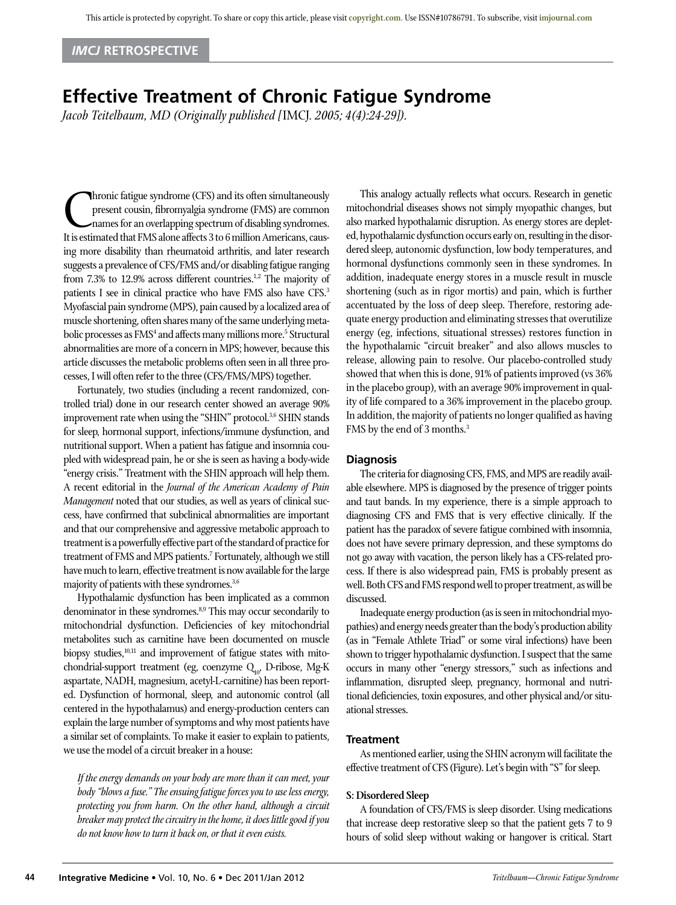IMCJ RETROSPECTIVE

# Effective Treatment of Chronic Fatigue Syndrome

*Jacob Teitelbaum, MD (Originally published [IMCJ. 2005; 4(4):24-29]).*

Chronic fatigue syndrome (CFS) and its often simultaneously present cousin, fibromyalgia syndrome (FMS) are common names for an overlapping spectrum of disabling syndromes. It is estimated that FMS alone affects 3 to 6 million Americans, causing more disability than rheumatoid arthritis, and later research suggests a prevalence of CFS/FMS and/or disabling fatigue ranging from 7.3% to 12.9% across different countries.[1,2] The majority of patients I see in clinical practice who have FMS also have CFS.[3] Myofascial pain syndrome (MPS), pain caused by a localized area of muscle shortening, often shares many of the same underlying metabolic processes as FMS[4] and affects many millions more.[5] Structural abnormalities are more of a concern in MPS; however, because this article discusses the metabolic problems often seen in all three processes, I will often refer to the three (CFS/FMS/MPS) together.

Fortunately, two studies (including a recent randomized, controlled trial) done in our research center showed an average 90% improvement rate when using the "SHIN" protocol.[3,6] SHIN stands for sleep, hormonal support, infections/immune dysfunction, and nutritional support. When a patient has fatigue and insomnia coupled with widespread pain, he or she is seen as having a body-wide "energy crisis." Treatment with the SHIN approach will help them. A recent editorial in the *Journal of the American Academy of Pain Management* noted that our studies, as well as years of clinical success, have confirmed that subclinical abnormalities are important and that our comprehensive and aggressive metabolic approach to treatment is a powerfully effective part of the standard of practice for treatment of FMS and MPS patients.[7] Fortunately, although we still have much to learn, effective treatment is now available for the large majority of patients with these syndromes.[3,6]

Hypothalamic dysfunction has been implicated as a common denominator in these syndromes.[8,9] This may occur secondarily to mitochondrial dysfunction. Deficiencies of key mitochondrial metabolites such as carnitine have been documented on muscle biopsy studies,[10,11] and improvement of fatigue states with mitochondrial-support treatment (eg, coenzyme $Q_{10}$, D-ribose, Mg-K aspartate, NADH, magnesium, acetyl-L-carnitine) has been reported. Dysfunction of hormonal, sleep, and autonomic control (all centered in the hypothalamus) and energy-production centers can explain the large number of symptoms and why most patients have a similar set of complaints. To make it easier to explain to patients, we use the model of a circuit breaker in a house:

> *If the energy demands on your body are more than it can meet, your body "blows a fuse." The ensuing fatigue forces you to use less energy, protecting you from harm. On the other hand, although a circuit breaker may protect the circuitry in the home, it does little good if you do not know how to turn it back on, or that it even exists.*

This analogy actually reflects what occurs. Research in genetic mitochondrial diseases shows not simply myopathic changes, but also marked hypothalamic disruption. As energy stores are depleted, hypothalamic dysfunction occurs early on, resulting in the disordered sleep, autonomic dysfunction, low body temperatures, and hormonal dysfunctions commonly seen in these syndromes. In addition, inadequate energy stores in a muscle result in muscle shortening (such as in rigor mortis) and pain, which is further accentuated by the loss of deep sleep. Therefore, restoring adequate energy production and eliminating stresses that overutilize energy (eg, infections, situational stresses) restores function in the hypothalamic "circuit breaker" and also allows muscles to release, allowing pain to resolve. Our placebo-controlled study showed that when this is done, 91% of patients improved (vs 36% in the placebo group), with an average 90% improvement in quality of life compared to a 36% improvement in the placebo group. In addition, the majority of patients no longer qualified as having FMS by the end of 3 months.[3]

## Diagnosis

The criteria for diagnosing CFS, FMS, and MPS are readily available elsewhere. MPS is diagnosed by the presence of trigger points and taut bands. In my experience, there is a simple approach to diagnosing CFS and FMS that is very effective clinically. If the patient has the paradox of severe fatigue combined with insomnia, does not have severe primary depression, and these symptoms do not go away with vacation, the person likely has a CFS-related process. If there is also widespread pain, FMS is probably present as well. Both CFS and FMS respond well to proper treatment, as will be discussed.

Inadequate energy production (as is seen in mitochondrial myopathies) and energy needs greater than the body's production ability (as in "Female Athlete Triad" or some viral infections) have been shown to trigger hypothalamic dysfunction. I suspect that the same occurs in many other "energy stressors," such as infections and inflammation, disrupted sleep, pregnancy, hormonal and nutritional deficiencies, toxin exposures, and other physical and/or situational stresses.

## Treatment

As mentioned earlier, using the SHIN acronym will facilitate the effective treatment of CFS (Figure). Let's begin with "S" for sleep.

### S: Disordered Sleep

A foundation of CFS/FMS is sleep disorder. Using medications that increase deep restorative sleep so that the patient gets 7 to 9 hours of solid sleep without waking or hangover is critical. Start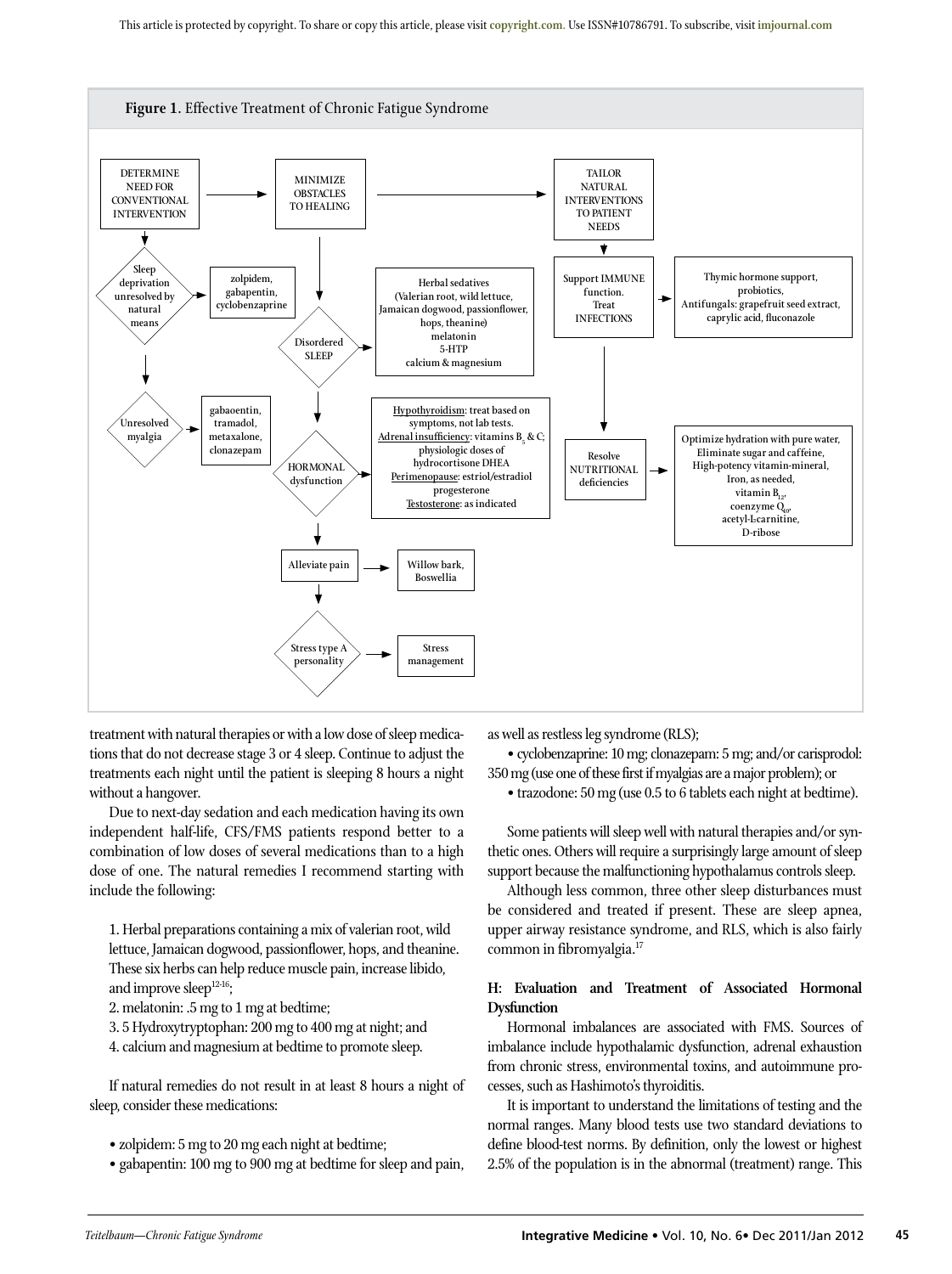**Figure 1.** Effective Treatment of Chronic Fatigue Syndrome

- DETERMINE NEED FOR CONVENTIONAL INTERVENTION
  - Sleep deprivation unresolved by natural means → zolpidem, gabapentin, cyclobenzaprine
  - Unresolved myalgia → gabaoentin, tramadol, metaxalone, clonazepam
- MINIMIZE OBSTACLES TO HEALING
  - Disordered SLEEP → Herbal sedatives (Valerian root, wild lettuce, Jamaican dogwood, passionflower, hops, theanine) melatonin 5-HTP calcium & magnesium
  - HORMONAL dysfunction → Hypothyroidism: treat based on symptoms, not lab tests. Adrenal insufficiency: vitamins $B_5$ & C; physiologic doses of hydrocortisone DHEA Perimenopause: estriol/estradiol progesterone Testosterone: as indicated
  - Alleviate pain → Willow bark, Boswellia
  - Stress type A personality → Stress management
- TAILOR NATURAL INTERVENTIONS TO PATIENT NEEDS
  - Support IMMUNE function. Treat INFECTIONS → Thymic hormone support, probiotics, Antifungals: grapefruit seed extract, caprylic acid, fluconazole
  - Resolve NUTRITIONAL deficiencies → Optimize hydration with pure water, Eliminate sugar and caffeine, High-potency vitamin-mineral, Iron, as needed, vitamin $B_{12}$, coenzyme $Q_{10}$, acetyl-L-carnitine, D-ribose

treatment with natural therapies or with a low dose of sleep medications that do not decrease stage 3 or 4 sleep. Continue to adjust the treatments each night until the patient is sleeping 8 hours a night without a hangover.

Due to next-day sedation and each medication having its own independent half-life, CFS/FMS patients respond better to a combination of low doses of several medications than to a high dose of one. The natural remedies I recommend starting with include the following:

1. Herbal preparations containing a mix of valerian root, wild lettuce, Jamaican dogwood, passionflower, hops, and theanine. These six herbs can help reduce muscle pain, increase libido, and improve sleep[12-16];
2. melatonin: .5 mg to 1 mg at bedtime;
3. 5 Hydroxytryptophan: 200 mg to 400 mg at night; and
4. calcium and magnesium at bedtime to promote sleep.

If natural remedies do not result in at least 8 hours a night of sleep, consider these medications:

- zolpidem: 5 mg to 20 mg each night at bedtime;
- gabapentin: 100 mg to 900 mg at bedtime for sleep and pain, as well as restless leg syndrome (RLS);
- cyclobenzaprine: 10 mg; clonazepam: 5 mg; and/or carisprodol: 350 mg (use one of these first if myalgias are a major problem); or
- trazodone: 50 mg (use 0.5 to 6 tablets each night at bedtime).

Some patients will sleep well with natural therapies and/or synthetic ones. Others will require a surprisingly large amount of sleep support because the malfunctioning hypothalamus controls sleep.

Although less common, three other sleep disturbances must be considered and treated if present. These are sleep apnea, upper airway resistance syndrome, and RLS, which is also fairly common in fibromyalgia.[17]

### H: Evaluation and Treatment of Associated Hormonal Dysfunction

Hormonal imbalances are associated with FMS. Sources of imbalance include hypothalamic dysfunction, adrenal exhaustion from chronic stress, environmental toxins, and autoimmune processes, such as Hashimoto's thyroiditis.

It is important to understand the limitations of testing and the normal ranges. Many blood tests use two standard deviations to define blood-test norms. By definition, only the lowest or highest 2.5% of the population is in the abnormal (treatment) range. This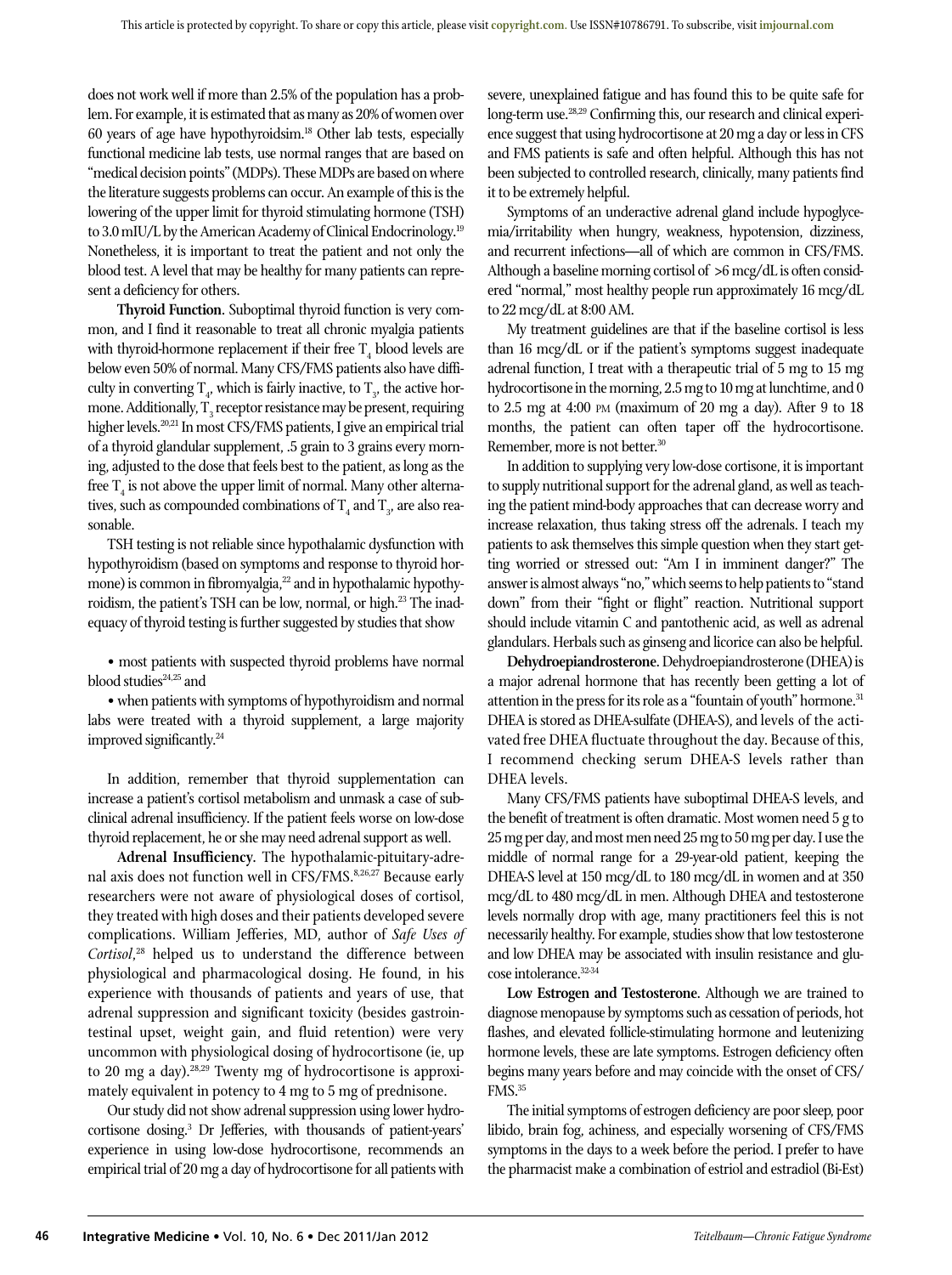does not work well if more than 2.5% of the population has a problem. For example, it is estimated that as many as 20% of women over 60 years of age have hypothyroidsim.[18] Other lab tests, especially functional medicine lab tests, use normal ranges that are based on "medical decision points" (MDPs). These MDPs are based on where the literature suggests problems can occur. An example of this is the lowering of the upper limit for thyroid stimulating hormone (TSH) to 3.0 mIU/L by the American Academy of Clinical Endocrinology.[19] Nonetheless, it is important to treat the patient and not only the blood test. A level that may be healthy for many patients can represent a deficiency for others.

**Thyroid Function.** Suboptimal thyroid function is very common, and I find it reasonable to treat all chronic myalgia patients with thyroid-hormone replacement if their free $T_4$ blood levels are below even 50% of normal. Many CFS/FMS patients also have difficulty in converting $T_4$, which is fairly inactive, to $T_3$, the active hormone. Additionally, $T_3$ receptor resistance may be present, requiring higher levels.[20,21] In most CFS/FMS patients, I give an empirical trial of a thyroid glandular supplement, .5 grain to 3 grains every morning, adjusted to the dose that feels best to the patient, as long as the free $T_4$ is not above the upper limit of normal. Many other alternatives, such as compounded combinations of $T_4$ and $T_3$, are also reasonable.

TSH testing is not reliable since hypothalamic dysfunction with hypothyroidism (based on symptoms and response to thyroid hormone) is common in fibromyalgia,[22] and in hypothalamic hypothyroidism, the patient's TSH can be low, normal, or high.[23] The inadequacy of thyroid testing is further suggested by studies that show

- most patients with suspected thyroid problems have normal blood studies[24,25] and
- when patients with symptoms of hypothyroidism and normal labs were treated with a thyroid supplement, a large majority improved significantly.[24]

In addition, remember that thyroid supplementation can increase a patient's cortisol metabolism and unmask a case of subclinical adrenal insufficiency. If the patient feels worse on low-dose thyroid replacement, he or she may need adrenal support as well.

**Adrenal Insufficiency.** The hypothalamic-pituitary-adrenal axis does not function well in CFS/FMS.[8,26,27] Because early researchers were not aware of physiological doses of cortisol, they treated with high doses and their patients developed severe complications. William Jefferies, MD, author of *Safe Uses of Cortisol*,[28] helped us to understand the difference between physiological and pharmacological dosing. He found, in his experience with thousands of patients and years of use, that adrenal suppression and significant toxicity (besides gastrointestinal upset, weight gain, and fluid retention) were very uncommon with physiological dosing of hydrocortisone (ie, up to 20 mg a day).[28,29] Twenty mg of hydrocortisone is approximately equivalent in potency to 4 mg to 5 mg of prednisone.

Our study did not show adrenal suppression using lower hydrocortisone dosing.[3] Dr Jefferies, with thousands of patient-years' experience in using low-dose hydrocortisone, recommends an empirical trial of 20 mg a day of hydrocortisone for all patients with severe, unexplained fatigue and has found this to be quite safe for long-term use.[28,29] Confirming this, our research and clinical experience suggest that using hydrocortisone at 20 mg a day or less in CFS and FMS patients is safe and often helpful. Although this has not been subjected to controlled research, clinically, many patients find it to be extremely helpful.

Symptoms of an underactive adrenal gland include hypoglycemia/irritability when hungry, weakness, hypotension, dizziness, and recurrent infections—all of which are common in CFS/FMS. Although a baseline morning cortisol of >6 mcg/dL is often considered "normal," most healthy people run approximately 16 mcg/dL to 22 mcg/dL at 8:00 AM.

My treatment guidelines are that if the baseline cortisol is less than 16 mcg/dL or if the patient's symptoms suggest inadequate adrenal function, I treat with a therapeutic trial of 5 mg to 15 mg hydrocortisone in the morning, 2.5 mg to 10 mg at lunchtime, and 0 to 2.5 mg at 4:00 PM (maximum of 20 mg a day). After 9 to 18 months, the patient can often taper off the hydrocortisone. Remember, more is not better.[30]

In addition to supplying very low-dose cortisone, it is important to supply nutritional support for the adrenal gland, as well as teaching the patient mind-body approaches that can decrease worry and increase relaxation, thus taking stress off the adrenals. I teach my patients to ask themselves this simple question when they start getting worried or stressed out: "Am I in imminent danger?" The answer is almost always "no," which seems to help patients to "stand down" from their "fight or flight" reaction. Nutritional support should include vitamin C and pantothenic acid, as well as adrenal glandulars. Herbals such as ginseng and licorice can also be helpful.

**Dehydroepiandrosterone.** Dehydroepiandrosterone (DHEA) is a major adrenal hormone that has recently been getting a lot of attention in the press for its role as a "fountain of youth" hormone.[31] DHEA is stored as DHEA-sulfate (DHEA-S), and levels of the activated free DHEA fluctuate throughout the day. Because of this, I recommend checking serum DHEA-S levels rather than DHEA levels.

Many CFS/FMS patients have suboptimal DHEA-S levels, and the benefit of treatment is often dramatic. Most women need 5 g to 25 mg per day, and most men need 25 mg to 50 mg per day. I use the middle of normal range for a 29-year-old patient, keeping the DHEA-S level at 150 mcg/dL to 180 mcg/dL in women and at 350 mcg/dL to 480 mcg/dL in men. Although DHEA and testosterone levels normally drop with age, many practitioners feel this is not necessarily healthy. For example, studies show that low testosterone and low DHEA may be associated with insulin resistance and glucose intolerance.[32-34]

**Low Estrogen and Testosterone.** Although we are trained to diagnose menopause by symptoms such as cessation of periods, hot flashes, and elevated follicle-stimulating hormone and leutenizing hormone levels, these are late symptoms. Estrogen deficiency often begins many years before and may coincide with the onset of CFS/FMS.[35]

The initial symptoms of estrogen deficiency are poor sleep, poor libido, brain fog, achiness, and especially worsening of CFS/FMS symptoms in the days to a week before the period. I prefer to have the pharmacist make a combination of estriol and estradiol (Bi-Est)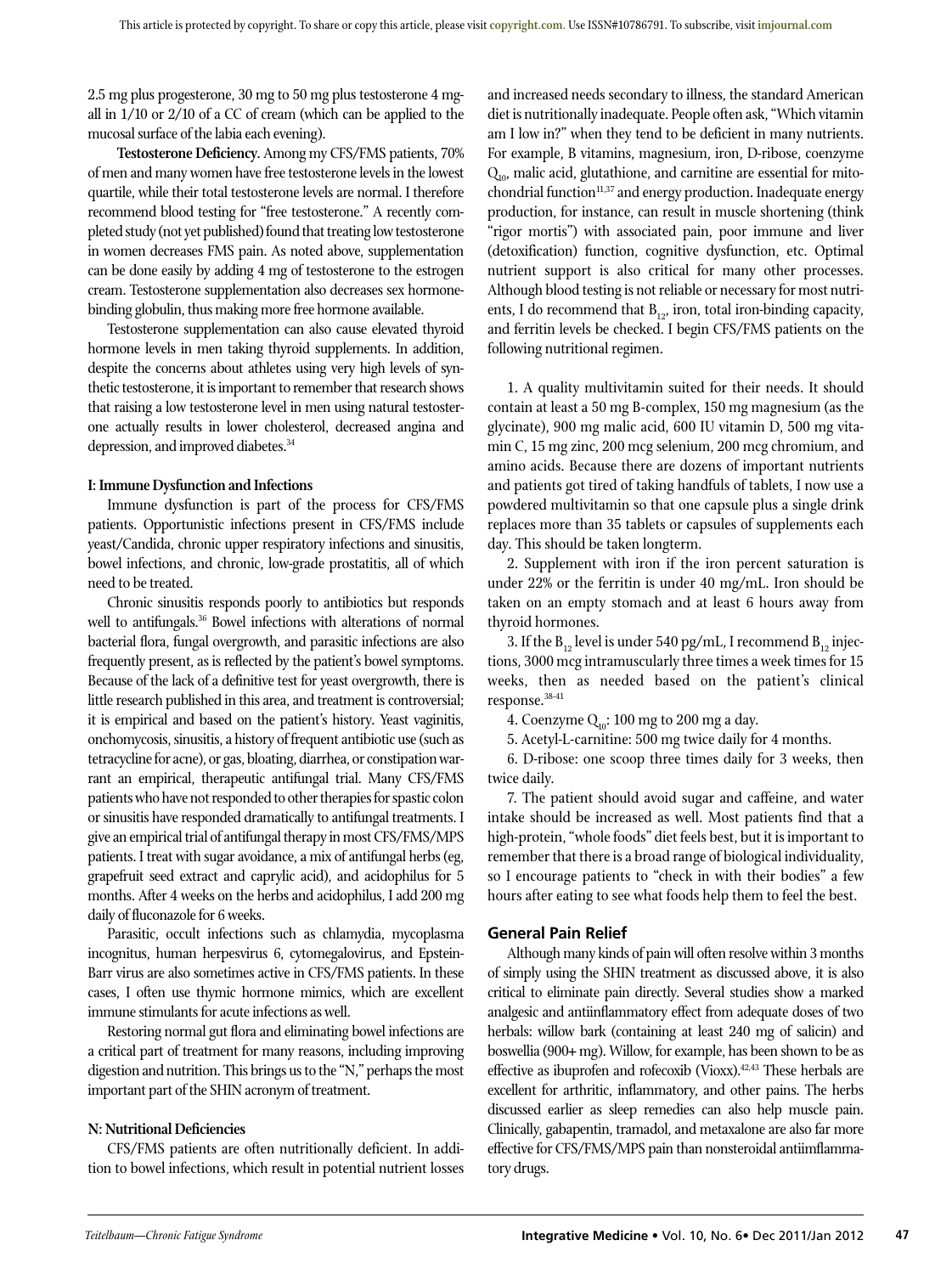2.5 mg plus progesterone, 30 mg to 50 mg plus testosterone 4 mg-all in 1/10 or 2/10 of a CC of cream (which can be applied to the mucosal surface of the labia each evening).

**Testosterone Deficiency.** Among my CFS/FMS patients, 70% of men and many women have free testosterone levels in the lowest quartile, while their total testosterone levels are normal. I therefore recommend blood testing for "free testosterone." A recently completed study (not yet published) found that treating low testosterone in women decreases FMS pain. As noted above, supplementation can be done easily by adding 4 mg of testosterone to the estrogen cream. Testosterone supplementation also decreases sex hormone-binding globulin, thus making more free hormone available.

Testosterone supplementation can also cause elevated thyroid hormone levels in men taking thyroid supplements. In addition, despite the concerns about athletes using very high levels of synthetic testosterone, it is important to remember that research shows that raising a low testosterone level in men using natural testosterone actually results in lower cholesterol, decreased angina and depression, and improved diabetes.[34]

### I: Immune Dysfunction and Infections

Immune dysfunction is part of the process for CFS/FMS patients. Opportunistic infections present in CFS/FMS include yeast/Candida, chronic upper respiratory infections and sinusitis, bowel infections, and chronic, low-grade prostatitis, all of which need to be treated.

Chronic sinusitis responds poorly to antibiotics but responds well to antifungals.[36] Bowel infections with alterations of normal bacterial flora, fungal overgrowth, and parasitic infections are also frequently present, as is reflected by the patient's bowel symptoms. Because of the lack of a definitive test for yeast overgrowth, there is little research published in this area, and treatment is controversial; it is empirical and based on the patient's history. Yeast vaginitis, onchomycosis, sinusitis, a history of frequent antibiotic use (such as tetracycline for acne), or gas, bloating, diarrhea, or constipation warrant an empirical, therapeutic antifungal trial. Many CFS/FMS patients who have not responded to other therapies for spastic colon or sinusitis have responded dramatically to antifungal treatments. I give an empirical trial of antifungal therapy in most CFS/FMS/MPS patients. I treat with sugar avoidance, a mix of antifungal herbs (eg, grapefruit seed extract and caprylic acid), and acidophilus for 5 months. After 4 weeks on the herbs and acidophilus, I add 200 mg daily of fluconazole for 6 weeks.

Parasitic, occult infections such as chlamydia, mycoplasma incognitus, human herpesvirus 6, cytomegalovirus, and Epstein-Barr virus are also sometimes active in CFS/FMS patients. In these cases, I often use thymic hormone mimics, which are excellent immune stimulants for acute infections as well.

Restoring normal gut flora and eliminating bowel infections are a critical part of treatment for many reasons, including improving digestion and nutrition. This brings us to the "N," perhaps the most important part of the SHIN acronym of treatment.

### N: Nutritional Deficiencies

CFS/FMS patients are often nutritionally deficient. In addition to bowel infections, which result in potential nutrient losses and increased needs secondary to illness, the standard American diet is nutritionally inadequate. People often ask, "Which vitamin am I low in?" when they tend to be deficient in many nutrients. For example, B vitamins, magnesium, iron, D-ribose, coenzyme $Q_{10}$, malic acid, glutathione, and carnitine are essential for mitochondrial function[11,37] and energy production. Inadequate energy production, for instance, can result in muscle shortening (think "rigor mortis") with associated pain, poor immune and liver (detoxification) function, cognitive dysfunction, etc. Optimal nutrient support is also critical for many other processes. Although blood testing is not reliable or necessary for most nutrients, I do recommend that $B_{12}$, iron, total iron-binding capacity, and ferritin levels be checked. I begin CFS/FMS patients on the following nutritional regimen.

1. A quality multivitamin suited for their needs. It should contain at least a 50 mg B-complex, 150 mg magnesium (as the glycinate), 900 mg malic acid, 600 IU vitamin D, 500 mg vitamin C, 15 mg zinc, 200 mcg selenium, 200 mcg chromium, and amino acids. Because there are dozens of important nutrients and patients got tired of taking handfuls of tablets, I now use a powdered multivitamin so that one capsule plus a single drink replaces more than 35 tablets or capsules of supplements each day. This should be taken longterm.
2. Supplement with iron if the iron percent saturation is under 22% or the ferritin is under 40 mg/mL. Iron should be taken on an empty stomach and at least 6 hours away from thyroid hormones.
3. If the $B_{12}$ level is under 540 pg/mL, I recommend $B_{12}$ injections, 3000 mcg intramuscularly three times a week times for 15 weeks, then as needed based on the patient's clinical response.[38-41]
4. Coenzyme $Q_{10}$: 100 mg to 200 mg a day.
5. Acetyl-L-carnitine: 500 mg twice daily for 4 months.
6. D-ribose: one scoop three times daily for 3 weeks, then twice daily.
7. The patient should avoid sugar and caffeine, and water intake should be increased as well. Most patients find that a high-protein, "whole foods" diet feels best, but it is important to remember that there is a broad range of biological individuality, so I encourage patients to "check in with their bodies" a few hours after eating to see what foods help them to feel the best.

## General Pain Relief

Although many kinds of pain will often resolve within 3 months of simply using the SHIN treatment as discussed above, it is also critical to eliminate pain directly. Several studies show a marked analgesic and antiinflammatory effect from adequate doses of two herbals: willow bark (containing at least 240 mg of salicin) and boswellia (900+ mg). Willow, for example, has been shown to be as effective as ibuprofen and rofecoxib (Vioxx).[42,43] These herbals are excellent for arthritic, inflammatory, and other pains. The herbs discussed earlier as sleep remedies can also help muscle pain. Clinically, gabapentin, tramadol, and metaxalone are also far more effective for CFS/FMS/MPS pain than nonsteroidal antiimflammatory drugs.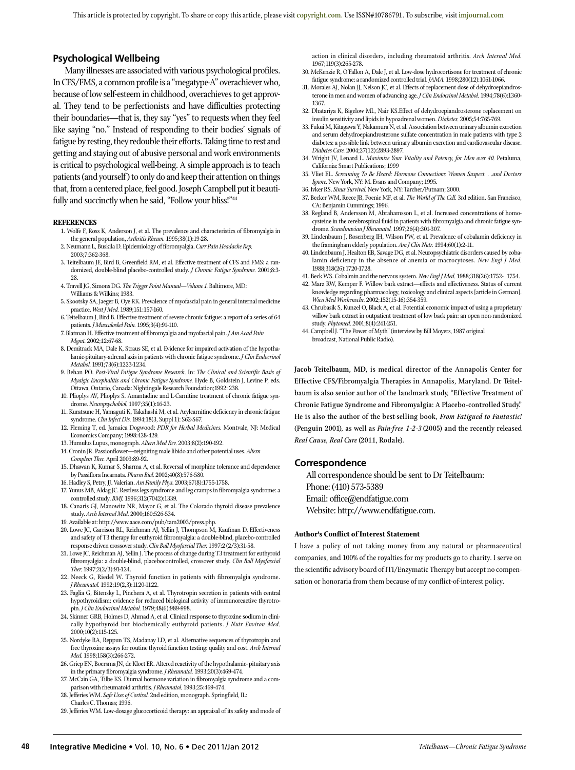## Psychological Wellbeing

Many illnesses are associated with various psychological profiles. In CFS/FMS, a common profile is a "megatype-A" overachiever who, because of low self-esteem in childhood, overachieves to get approval. They tend to be perfectionists and have difficulties protecting their boundaries—that is, they say "yes" to requests when they feel like saying "no." Instead of responding to their bodies' signals of fatigue by resting, they redouble their efforts. Taking time to rest and getting and staying out of abusive personal and work environments is critical to psychological well-being. A simple approach is to teach patients (and yourself) to only do and keep their attention on things that, from a centered place, feel good. Joseph Campbell put it beautifully and succinctly when he said, "Follow your bliss!"[44]

### REFERENCES

1. Wolfe F, Ross K, Anderson J, et al. The prevalence and characteristics of fibromyalgia in the general population, *Arthritis Rheum.* 1995;38(1):19-28.
2. Neumann L, Buskila D. Epidemiology of fibromyalgia. *Curr Pain Headache Rep.* 2003;7:362-368.
3. Teitelbaum JE, Bird B, Greenfield RM, et al. Effective treatment of CFS and FMS: a randomized, double-blind placebo-controlled study. *J Chronic Fatigue Syndrome.* 2001;8:3-28.
4. Travell JG, Simons DG. *The Trigger Point Manual—Volume I.* Baltimore, MD: Williams & Wilkins; 1983.
5. Skootsky SA, Jaeger B, Oye RK. Prevalence of myofascial pain in general internal medicine practice. *West J Med.* 1989;151:157-160.
6. Teitelbaum J, Bird B. Effective treatment of severe chronic fatigue: a report of a series of 64 patients. *J Musculoskel Pain.* 1995;3(4):91-110.
7. Blatman H. Effective treatment of fibromyalgia and myofascial pain. *J Am Acad Pain Mgmt.* 2002;12:67-68.
8. Demitrack MA, Dale K, Straus SE, et al. Evidence for impaired activation of the hypothalamic-pituitary-adrenal axis in patients with chronic fatigue syndrome. *J Clin Endocrinol Metabol.* 1991;73(6):1223-1234.
9. Behan PO. *Post-Viral Fatigue Syndrome Research.* In: *The Clinical and Scientific Basis of Myalgic Encephalitis and Chronic Fatigue Syndrome.* Hyde B, Goldstein J, Levine P, eds. Ottawa, Ontario, Canada: Nightingale Research Foundation;1992: 238.
10. Plioplys AV, Plioplys S. Amantadine and L-Carnitine treatment of chronic fatigue syndrome. *Neuropsychobiol.* 1997;35(1):16-23.
11. Kuratsune H, Yamaguti K, Takahashi M, et al. Acylcarnitine deficiency in chronic fatigue syndrome. *Clin Infect Dis.* 1994;18(3, Suppl 1): S62-S67.
12. Fleming T, ed. Jamaica Dogwood: *PDR for Herbal Medicines.* Montvale, NJ: Medical Economics Company; 1998:428-429.
13. Humulus Lupus, monograph. *Altern Med Rev.* 2003;8(2):190-192.
14. Cronin JR. Passionflower—reigniting male libido and other potential uses. *Altern Complem Ther.* April 2003:89-92.
15. Dhawan K, Kumar S, Sharma A, et al. Reversal of morphine tolerance and dependence by Passiflora Incarnata. *Pharm Biol.* 2002;40(8):576-580.
16. Hadley S, Petry, JJ. Valerian. *Am Family Phys.* 2003;67(8):1755-1758.
17. Yunus MB, Aldag JC. Restless legs syndrome and leg cramps in fibromyalgia syndrome: a controlled study. *BMJ.* 1996;312(7042):1339.
18. Canaris GJ, Manowitz NR, Mayor G, et al. The Colorado thyroid disease prevalence study. *Arch Internal Med.* 2000;160:526-534.
19. Available at: http://www.aace.com/pub/tam2003/press.php.
20. Lowe JC, Garrison RL, Reichman AJ, Yellin J, Thompson M, Kaufman D. Effectiveness and safety of T3 therapy for euthyroid fibromyalgia: a double-blind, placebo-controlled response driven crossover study. *Clin Bull Myofascial Ther.* 1997:2 (2/3):31-58.
21. Lowe JC, Reichman AJ, Yellin J. The process of change during T3 treatment for euthyroid fibromyalgia: a double-blind, placebocontrolled, crossover study. *Clin Bull Myofascial Ther.* 1997;2(2/3):91-124.
22. Neeck G, Riedel W. Thyroid function in patients with fibromyalgia syndrome. *J Rheumatol.* 1992;19(2,3):1120-1122.
23. Faglia G, Bitensky L, Pinchera A, et al. Thyrotropin secretion in patients with central hypothyroidism: evidence for reduced biological activity of immunoreactive thyrotropin. *J Clin Endocrinol Metabol.* 1979;48(6):989-998.
24. Skinner GRB, Holmes D, Ahmad A, et al. Clinical response to thyroxine sodium in clinically hypothyroid but biochemically euthyroid patients. *J Nutr Environ Med.* 2000;10(2):115-125.
25. Nordyke RA, Reppun TS, Madanay LD, et al. Alternative sequences of thyrotropin and free thyroxine assays for routine thyroid function testing: quality and cost. *Arch Internal Med.* 1998;158(3):266-272.
26. Griep EN, Boersma JN, de Kloet ER. Altered reactivity of the hypothalamic- pituitary axis in the primary fibromyalgia syndrome. *J Rheumatol.* 1993;20(3):469-474.
27. McCain GA, Tilbe KS. Diurnal hormone variation in fibromyalgia syndrome and a comparison with rheumatoid arthritis. *J Rheumatol.* 1993;25:469-474.
28. Jefferies WM. *Safe Uses of Cortisol.* 2nd edition, monograph. Springfield, IL: Charles C. Thomas; 1996.
29. Jefferies WM. Low-dosage glucocorticoid therapy: an appraisal of its safety and mode of action in clinical disorders, including rheumatoid arthritis. *Arch Internal Med.* 1967;119(3):265-278.
30. McKenzie R, O'Fallon A, Dale J, et al. Low-dose hydrocortisone for treatment of chronic fatigue syndrome: a randomized controlled trial. *JAMA.* 1998;280(12):1061-1066.
31. Morales AJ, Nolan JJ, Nelson JC, et al. Effects of replacement dose of dehydroepiandrosterone in men and women of advancing age. *J Clin Endocrinol Metabol.* 1994;78(6):1360-1367.
32. Dhatariya K, Bigelow ML, Nair KS.Effect of dehydroepiandrosterone replacement on insulin sensitivity and lipids in hypoadrenal women. *Diabetes.* 2005;54:765-769.
33. Fukui M, Kitagawa Y, Nakamura N, et al. Association between urinary albumin excretion and serum dehydroepiandrosterone sulfate concentration in male patients with type 2 diabetes: a possible link between urinary albumin excretion and cardiovascular disease. *Diabetes Care.* 2004;27(12):2893-2897.
34. Wright JV, Lenard L. *Maximize Your Vitality and Potency, for Men over 40.* Petaluma, California: Smart Publications; 1999
35. Vliet EL. *Screaming To Be Heard: Hormone Connections Women Suspect. . .and Doctors Ignore.* New York, NY: M. Evans and Company; 1995.
36. Ivker RS. *Sinus Survival.* New York, NY: Tarcher/Putnam; 2000.
37. Becker WM, Reece JB, Poenie MF, et al. *The World of The Cell.* 3rd edition. San Francisco, CA: Benjamin Cummings; 1996.
38. Regland B, Andersson M, Abrahamsson L, et al. Increased concentrations of homocysteine in the cerebrospinal fluid in patients with fibromyalgia and chronic fatigue syndrome. *Scandinavian J Rheumatol.* 1997;26(4):301-307.
39. Lindenbaum J, Rosenberg IH, Wilson PW, et al. Prevalence of cobalamin deficiency in the framingham elderly population. *Am J Clin Nutr.* 1994;60(1):2-11.
40. Lindenbaum J, Healton EB, Savage DG, et al. Neuropsychiatric disorders caused by cobalamin deficiency in the absence of anemia or macrocytoses. *New Engl J Med.* 1988;318(26):1720-1728.
41. Beck WS. Cobalmin and the nervous system. *New Engl J Med.* 1988;318(26):1752- 1754.
42. Marz RW, Kemper F. Willow bark extract—effects and effectiveness. Status of current knowledge regarding pharmacology, toxicology and clinical aspects [article in German]. *Wien Med Wochenschr.* 2002;152(15-16):354-359.
43. Chrubasik S, Kunzel O, Black A, et al. Potential economic impact of using a proprietary willow bark extract in outpatient treatment of low back pain: an open non-randomized study. *Phytomed.* 2001;8(4):241-251.
44. Campbell J. "The Power of Myth" (interview by Bill Moyers, 1987 original broadcast, National Public Radio).

**Jacob Teitelbaum, MD**, is medical director of the Annapolis Center for Effective CFS/Fibromyalgia Therapies in Annapolis, Maryland. Dr Teitelbaum is also senior author of the landmark study, "Effective Treatment of Chronic Fatigue Syndrome and Fibromyalgia: A Placebo-controlled Study." He is also the author of the best-selling book, *From Fatigued to Fantastic!* (Penguin 2001), as well as *Pain-free 1-2-3* (2005) and the recently released *Real Cause, Real Cure* (2011, Rodale).

## Correspondence

All correspondence should be sent to Dr Teitelbaum:
Phone: (410) 573-5389
Email: office@endfatigue.com
Website: http://www.endfatigue.com.

#### Author's Conflict of Interest Statement

I have a policy of not taking money from any natural or pharmaceutical companies, and 100% of the royalties for my products go to charity. I serve on the scientific advisory board of ITI/Enzymatic Therapy but accept no compensation or honoraria from them because of my conflict-of-interest policy.